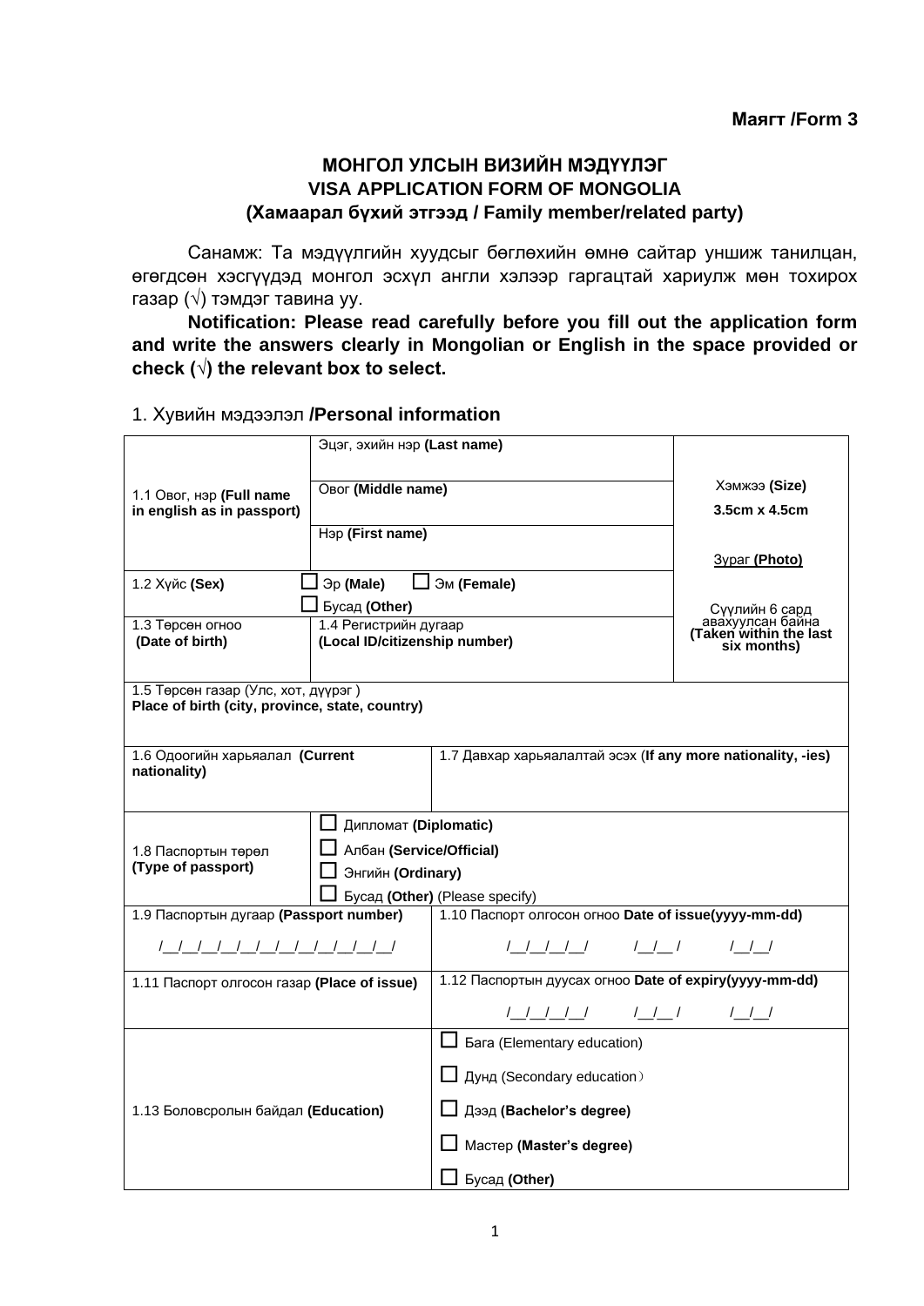**Маягт /Form 3**

# МОНГОЛ УЛСЫН ВИЗИЙН МЭДҮҮЛЭГ
# VISA APPLICATION FORM OF MONGOLIA
## (Хамаарал бүхий этгээд / Family member/related party)

Санамж: Та мэдүүлгийн хуудсыг бөглөхийн өмнө сайтар уншиж танилцан, өгөгдсөн хэсгүүдэд монгол эсхүл англи хэлээр гаргацтай хариулж мөн тохирох газар (√) тэмдэг тавина уу.

**Notification: Please read carefully before you fill out the application form and write the answers clearly in Mongolian or English in the space provided or check (√) the relevant box to select.**

### 1. Хувийн мэдээлэл /**Personal information**

| | | | |
|---|---|---|---|
| 1.1 Овог, нэр **(Full name in english as in passport)** | Эцэг, эхийн нэр **(Last name)** | | Хэмжээ **(Size)** **3.5cm x 4.5cm** Зураг **(Photo)** Сүүлийн 6 сард авахуулсан байна **(Taken within the last six months)** |
| | Овог **(Middle name)** | | |
| | Нэр **(First name)** | | |
| 1.2 Хүйс **(Sex)** | ☐ Эр **(Male)** ☐ Эм **(Female)** ☐ Бусад **(Other)** | | |
| 1.3 Төрсөн огноо **(Date of birth)** | 1.4 Регистрийн дугаар **(Local ID/citizenship number)** | | |
| 1.5 Төрсөн газар (Улс, хот, дүүрэг) **Place of birth (city, province, state, country)** | | | |
| 1.6 Одоогийн харьяалал **(Current nationality)** | | 1.7 Давхар харьяалалтай эсэх (**If any more nationality, -ies)** | |
| 1.8 Паспортын төрөл **(Type of passport)** | ☐ Дипломат **(Diplomatic)** ☐ Албан **(Service/Official)** ☐ Энгийн **(Ordinary)** ☐ Бусад **(Other)** (Please specify) | | |
| 1.9 Паспортын дугаар **(Passport number)** /__/__/__/__/__/__/__/__/__/__/__/__/ | | 1.10 Паспорт олгосон огноо **Date of issue(yyyy-mm-dd)** /__/__/__/__/ /__/__/ /__/__/ | |
| 1.11 Паспорт олгосон газар **(Place of issue)** | | 1.12 Паспортын дуусах огноо **Date of expiry(yyyy-mm-dd)** /__/__/__/__/ /__/__/ /__/__/ | |
| 1.13 Боловсролын байдал **(Education)** | | ☐ Бага (Elementary education) ☐ Дунд (Secondary education) ☐ Дээд **(Bachelor's degree)** ☐ Мастер **(Master's degree)** ☐ Бусад **(Other)** | |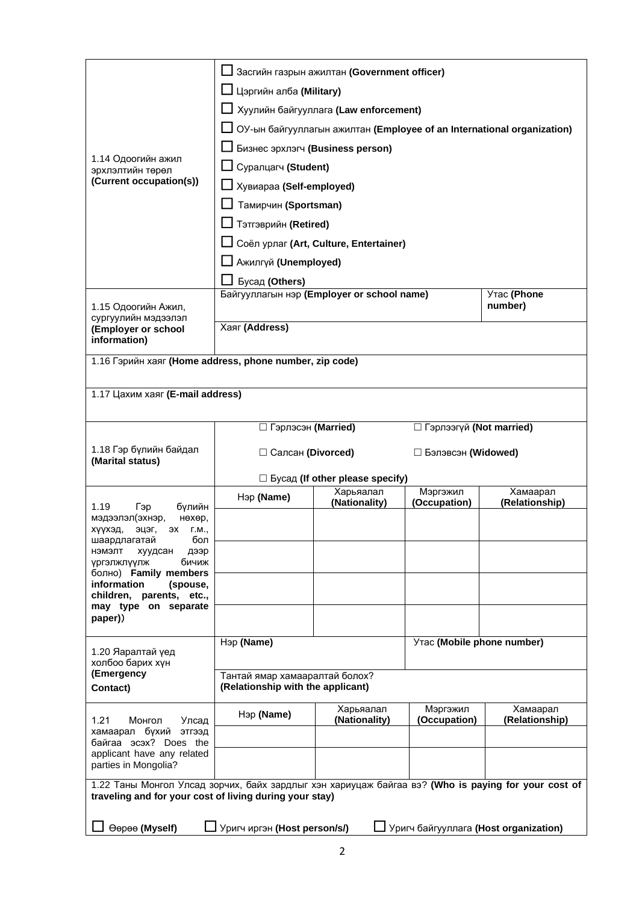| | | | | |
|---|---|---|---|---|
| 1.14 Одоогийн ажил эрхлэлтийн төрөл **(Current occupation(s))** | ☐ Засгийн газрын ажилтан **(Government officer)**<br>☐ Цэргийн алба **(Military)**<br>☐ Хуулийн байгууллага **(Law enforcement)**<br>☐ ОУ-ын байгууллагын ажилтан **(Employee of an International organization)**<br>☐ Бизнес эрхлэгч **(Business person)**<br>☐ Суралцагч **(Student)**<br>☐ Хувиараа **(Self-employed)**<br>☐ Тамирчин **(Sportsman)**<br>☐ Тэтгэврийн **(Retired)**<br>☐ Соёл урлаг **(Art, Culture, Entertainer)**<br>☐ Ажилгүй **(Unemployed)**<br>☐ Бусад **(Others)** | | | |
| 1.15 Одоогийн Ажил, сургуулийн мэдээлэл **(Employer or school information)** | Байгууллагын нэр **(Employer or school name)** | | | Утас **(Phone number)** |
| | Хаяг **(Address)** | | | |
| 1.16 Гэрийн хаяг **(Home address, phone number, zip code)** | | | | |
| 1.17 Цахим хаяг **(E-mail address)** | | | | |
| 1.18 Гэр бүлийн байдал **(Marital status)** | ☐ Гэрлэсэн **(Married)**<br>☐ Салсан **(Divorced)**<br>☐ Бусад **(If other please specify)** | | ☐ Гэрлээгүй **(Not married)**<br>☐ Бэлэвсэн **(Widowed)** | |
| 1.19 Гэр бүлийн мэдээлэл(эхнэр, нөхөр, хүүхэд, эцэг, эх г.м., шаардлагатай бол нэмэлт хуудсан дээр үргэлжлүүлж бичиж болно) **Family members information (spouse, children, parents, etc., may type on separate paper)**) | Нэр **(Name)** | Харьяалал **(Nationality)** | Мэргэжил **(Occupation)** | Хамаарал **(Relationship)** |
| | | | | |
| | | | | |
| | | | | |
| | | | | |
| 1.20 Яаралтай үед холбоо барих хүн **(Emergency Contact)** | Нэр **(Name)** | | Утас **(Mobile phone number)** | |
| | Тантай ямар хамааралтай болох? **(Relationship with the applicant)** | | | |
| 1.21 Монгол Улсад хамаарал бүхий этгээд байгаа эсэх? Does the applicant have any related parties in Mongolia? | Нэр **(Name)** | Харьяалал **(Nationality)** | Мэргэжил **(Occupation)** | Хамаарал **(Relationship)** |
| | | | | |
| | | | | |

1.22 Таны Монгол Улсад зорчих, байх зардлыг хэн хариуцаж байгаа вэ? **(Who is paying for your cost of traveling and for your cost of living during your stay)**

☐ Өөрөө **(Myself)** ☐ Уригч иргэн **(Host person/s/)** ☐ Уригч байгууллага **(Host organization)**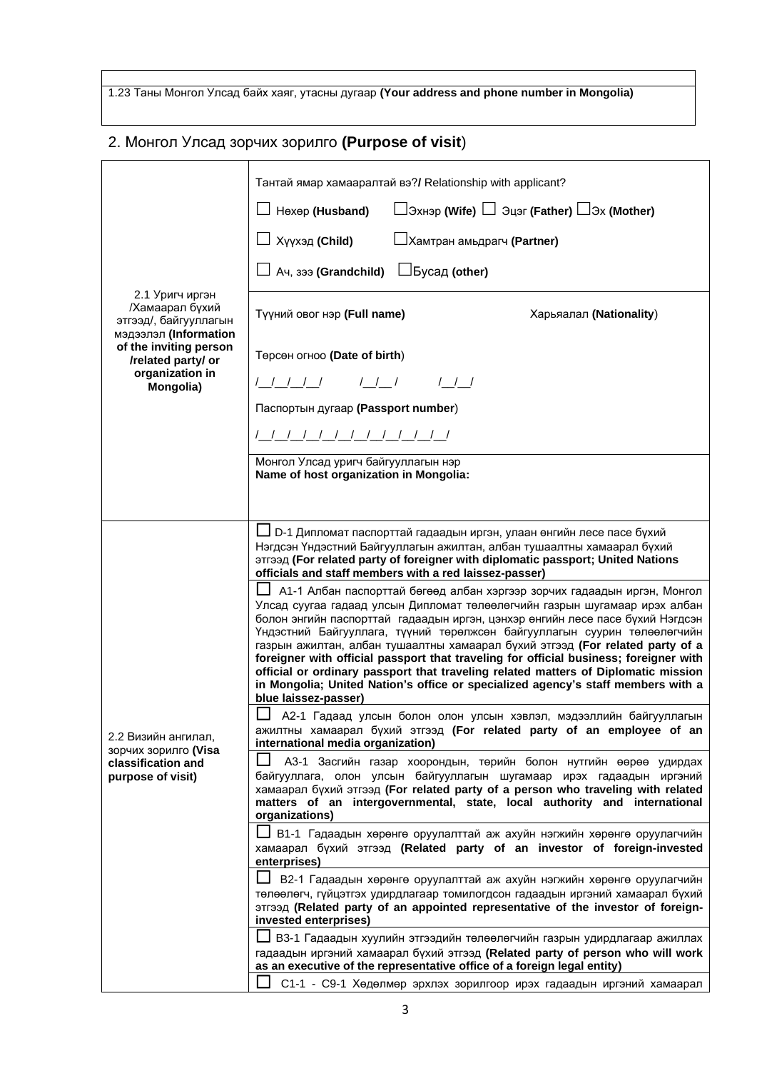| |
|---|
| 1.23 Таны Монгол Улсад байх хаяг, утасны дугаар **(Your address and phone number in Mongolia)** |

## 2. Монгол Улсад зорчих зорилго (**Purpose of visit**)

| | |
|---|---|
| 2.1 Уригч иргэн /Хамаарал бүхий этгээд/, байгууллагын мэдээлэл **(Information of the inviting person /related party/ or organization in Mongolia)** | Тантай ямар хамааралтай вэ?**/** Relationship with applicant?<br>☐ Нөхөр **(Husband)** ☐Эхнэр **(Wife)** ☐ Эцэг **(Father)** ☐Эх **(Mother)**<br>☐ Хүүхэд **(Child)** ☐Хамтран амьдрагч **(Partner)**<br>☐ Ач, зээ **(Grandchild)** ☐Бусад **(other)** |
| | Түүний овог нэр **(Full name)** Харьяалал **(Nationality)**<br>Төрсөн огноо **(Date of birth)**<br>/__/__/__/__/ /__/__/ /__/__/<br>Паспортын дугаар **(Passport number)**<br>/__/__/__/__/__/__/__/__/__/__/__/__/ |
| | Монгол Улсад уригч байгууллагын нэр<br>**Name of host organization in Mongolia:** |
| 2.2 Визийн ангилал, зорчих зорилго **(Visa classification and purpose of visit)** | ☐ D-1 Дипломат паспорттай гадаадын иргэн, улаан өнгийн лесе пасе бүхий Нэгдсэн Үндэстний Байгууллагын ажилтан, албан тушаалтны хамаарал бүхий этгээд **(For related party of foreigner with diplomatic passport; United Nations officials and staff members with a red laissez-passer)** |
| | ☐ A1-1 Албан паспорттай бөгөөд албан хэргээр зорчих гадаадын иргэн, Монгол Улсад суугаа гадаад улсын Дипломат төлөөлөгчийн газрын шугамаар ирэх албан болон энгийн паспорттай гадаадын иргэн, цэнхэр өнгийн лесе пасе бүхий Нэгдсэн Үндэстний Байгууллага, түүний төрөлжсөн байгууллагын суурин төлөөлөгчийн газрын ажилтан, албан тушаалтны хамаарал бүхий этгээд **(For related party of a foreigner with official passport that traveling for official business; foreigner with official or ordinary passport that traveling related matters of Diplomatic mission in Mongolia; United Nation's office or specialized agency's staff members with a blue laissez-passer)** |
| | ☐ A2-1 Гадаад улсын болон олон улсын хэвлэл, мэдээллийн байгууллагын ажилтны хамаарал бүхий этгээд **(For related party of an employee of an international media organization)** |
| | ☐ A3-1 Засгийн газар хоорондын, төрийн болон нутгийн өөрөө удирдах байгууллага, олон улсын байгууллагын шугамаар ирэх гадаадын иргэний хамаарал бүхий этгээд **(For related party of a person who traveling with related matters of an intergovernmental, state, local authority and international organizations)** |
| | ☐ B1-1 Гадаадын хөрөнгө оруулалттай аж ахуйн нэгжийн хөрөнгө оруулагчийн хамаарал бүхий этгээд **(Related party of an investor of foreign-invested enterprises)** |
| | ☐ B2-1 Гадаадын хөрөнгө оруулалттай аж ахуйн нэгжийн хөрөнгө оруулагчийн төлөөлөгч, гүйцэтгэх удирдлагаар томилогдсон гадаадын иргэний хамаарал бүхий этгээд **(Related party of an appointed representative of the investor of foreign-invested enterprises)** |
| | ☐ B3-1 Гадаадын хуулийн этгээдийн төлөөлөгчийн газрын удирдлагаар ажиллах гадаадын иргэний хамаарал бүхий этгээд **(Related party of person who will work as an executive of the representative office of a foreign legal entity)** |
| | ☐ C1-1 - C9-1 Хөдөлмөр эрхлэх зорилгоор ирэх гадаадын иргэний хамаарал |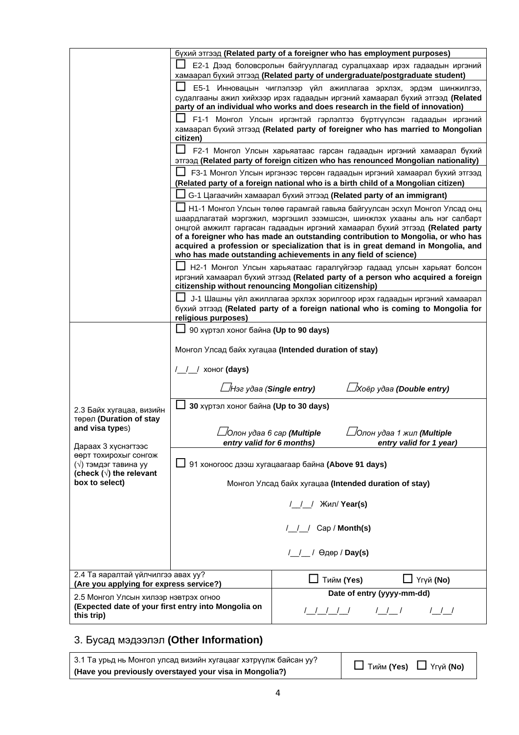| | |
|---|---|
| | бүхий этгээд **(Related party of a foreigner who has employment purposes)** |
| | ☐ E2-1 Дээд боловсролын байгууллагад суралцахаар ирэх гадаадын иргэний хамаарал бүхий этгээд **(Related party of undergraduate/postgraduate student)** |
| | ☐ E5-1 Инновацын чиглэлээр үйл ажиллагаа эрхлэх, эрдэм шинжилгээ, судалгааны ажил хийхээр ирэх гадаадын иргэний хамаарал бүхий этгээд **(Related party of an individual who works and does research in the field of innovation)** |
| | ☐ F1-1 Монгол Улсын иргэнтэй гэрлэлтээ бүртгүүлсэн гадаадын иргэний хамаарал бүхий этгээд **(Related party of foreigner who has married to Mongolian citizen)** |
| | ☐ F2-1 Монгол Улсын харьяатаас гарсан гадаадын иргэний хамаарал бүхий этгээд **(Related party of foreign citizen who has renounced Mongolian nationality)** |
| | ☐ F3-1 Монгол Улсын иргэнээс төрсөн гадаадын иргэний хамаарал бүхий этгээд **(Related party of a foreign national who is a birth child of a Mongolian citizen)** |
| | ☐ G-1 Цагаачийн хамаарал бүхий этгээд **(Related party of an immigrant)** |
| | ☐ H1-1 Монгол Улсын төлөө гарамгай гавьяа байгуулсан эсхүл Монгол Улсад онц шаардлагатай мэргэжил, мэргэшил эзэмшсэн, шинжлэх ухааны аль нэг салбарт онцгой амжилт гаргасан гадаадын иргэний хамаарал бүхий этгээд **(Related party of a foreigner who has made an outstanding contribution to Mongolia, or who has acquired a profession or specialization that is in great demand in Mongolia, and who has made outstanding achievements in any field of science)** |
| | ☐ H2-1 Монгол Улсын харьяатаас гаралгүйгээр гадаад улсын харьяат болсон иргэний хамаарал бүхий этгээд **(Related party of a person who acquired a foreign citizenship without renouncing Mongolian citizenship)** |
| | ☐ J-1 Шашны үйл ажиллагаа эрхлэх зорилгоор ирэх гадаадын иргэний хамаарал бүхий этгээд **(Related party of a foreign national who is coming to Mongolia for religious purposes)** |
| 2.3 Байх хугацаа, визийн төрөл **(Duration of stay and visa type**s)<br><br>Дараах 3 хүснэгтээс өөрт тохирохыг сонгож (√) тэмдэг тавина уу **(check (√) the relevant box to select)** | ☐ 90 хүртэл хоног байна **(Up to 90 days)**<br><br>Монгол Улсад байх хугацаа **(Intended duration of stay)**<br><br>/__/__/ хоног **(days)**<br><br>☐ *Нэг удаа (**Single entry**)* ☐ *Хоёр удаа **(Double entry)*** |
| | ☐ **30** хүртэл хоног байна **(Up to 30 days)**<br><br>☐ *Олон удаа 6 сар **(Multiple entry valid for 6 months)*** ☐ *Олон удаа 1 жил **(Multiple entry valid for 1 year)*** |
| | ☐ 91 хоногоос дээш хугацаагаар байна **(Above 91 days)**<br><br>Монгол Улсад байх хугацаа **(Intended duration of stay)**<br><br>/__/__/ Жил/ **Year(s)**<br><br>/__/__/ Сар / **Month(s)**<br><br>/__/__/ Өдөр / **Day(s)** |

| | |
|---|---|
| 2.4 Та яаралтай үйлчилгээ авах уу? **(Are you applying for express service?)** | ☐ Тийм **(Yes)** ☐ Үгүй **(No)** |
| 2.5 Монгол Улсын хилээр нэвтрэх огноо **(Expected date of your first entry into Mongolia on this trip)** | **Date of entry (yyyy-mm-dd)**<br>/__/__/__/__/ /__/__/ /__/__/ |

## 3. Бусад мэдээлэл **(Other Information)**

| | |
|---|---|
| 3.1 Та урьд нь Монгол улсад визийн хугацааг хэтрүүлж байсан уу? **(Have you previously overstayed your visa in Mongolia?)** | ☐ Тийм **(Yes)** ☐ Үгүй **(No)** |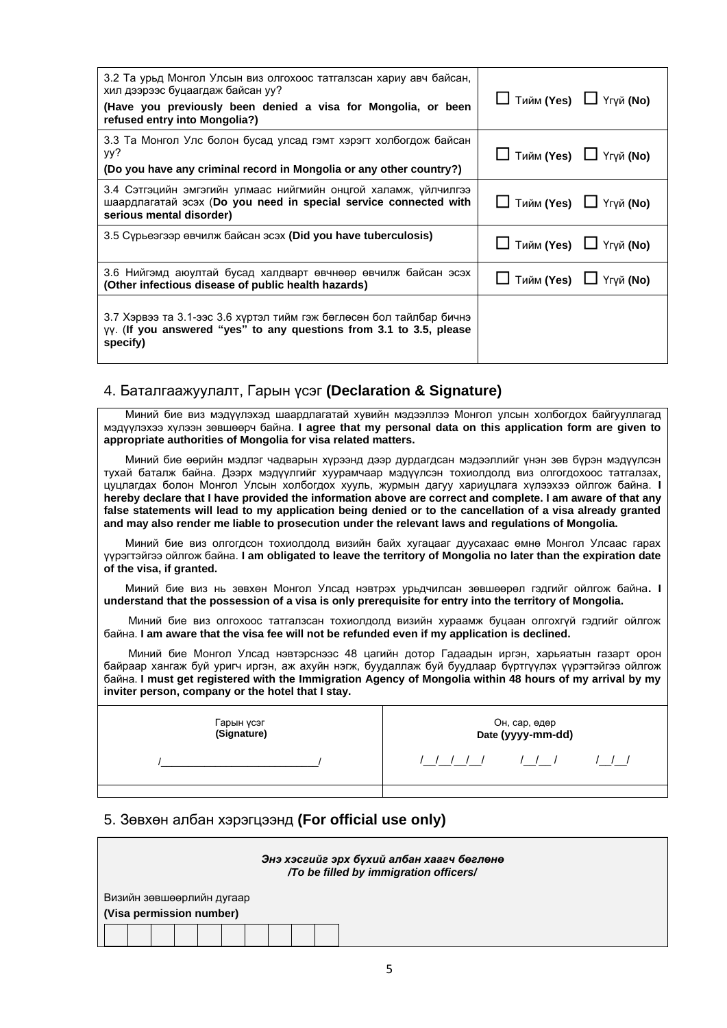| | |
|---|---|
| 3.2 Та урьд Монгол Улсын виз олгохоос татгалзсан хариу авч байсан, хил дээрээс буцаагдаж байсан уу?<br>**(Have you previously been denied a visa for Mongolia, or been refused entry into Mongolia?)** | ☐ Тийм **(Yes)** ☐ Үгүй **(No)** |
| 3.3 Та Монгол Улс болон бусад улсад гэмт хэрэгт холбогдож байсан уу?<br>**(Do you have any criminal record in Mongolia or any other country?)** | ☐ Тийм **(Yes)** ☐ Үгүй **(No)** |
| 3.4 Сэтгэцийн эмгэгийн улмаас нийгмийн онцгой халамж, үйлчилгээ шаардлагатай эсэх (**Do you need in special service connected with serious mental disorder)** | ☐ Тийм **(Yes)** ☐ Үгүй **(No)** |
| 3.5 Сүрьеэгээр өвчилж байсан эсэх **(Did you have tuberculosis)** | ☐ Тийм **(Yes)** ☐ Үгүй **(No)** |
| 3.6 Нийгэмд аюултай бусад халдварт өвчнөөр өвчилж байсан эсэх **(Other infectious disease of public health hazards)** | ☐ Тийм **(Yes)** ☐ Үгүй **(No)** |
| 3.7 Хэрвээ та 3.1-ээс 3.6 хүртэл тийм гэж бөглөсөн бол тайлбар бичнэ үү. (**If you answered "yes" to any questions from 3.1 to 3.5, please specify)** | |

## 4. Баталгаажуулалт, Гарын үсэг **(Declaration & Signature)**

Миний бие виз мэдүүлэхэд шаардлагатай хувийн мэдээллээ Монгол улсын холбогдох байгууллагад мэдүүлэхээ хүлээн зөвшөөрч байна. **I agree that my personal data on this application form are given to appropriate authorities of Mongolia for visa related matters.**

Миний бие өөрийн мэдлэг чадварын хүрээнд дээр дурдагдсан мэдээллийг үнэн зөв бүрэн мэдүүлсэн тухай баталж байна. Дээрх мэдүүлгийг хуурамчаар мэдүүлсэн тохиолдолд виз олгогдохоос татгалзах, цуцлагдах болон Монгол Улсын холбогдох хууль, журмын дагуу хариуцлага хүлээхээ ойлгож байна. **I hereby declare that I have provided the information above are correct and complete. I am aware of that any false statements will lead to my application being denied or to the cancellation of a visa already granted and may also render me liable to prosecution under the relevant laws and regulations of Mongolia.**

Миний бие виз олгогдсон тохиолдолд визийн байх хугацааг дуусахаас өмнө Монгол Улсаас гарах үүрэгтэйгээ ойлгож байна. **I am obligated to leave the territory of Mongolia no later than the expiration date of the visa, if granted.**

Миний бие виз нь зөвхөн Монгол Улсад нэвтрэх урьдчилсан зөвшөөрөл гэдгийг ойлгож байна**. I understand that the possession of a visa is only prerequisite for entry into the territory of Mongolia.**

Миний бие виз олгохоос татгалзсан тохиолдолд визийн хураамж буцаан олгохгүй гэдгийг ойлгож байна. **I am aware that the visa fee will not be refunded even if my application is declined.**

Миний бие Монгол Улсад нэвтэрснээс 48 цагийн дотор Гадаадын иргэн, харьяатын газарт орон байраар хангаж буй уригч иргэн, аж ахуйн нэгж, буудаллаж буй буудлаар бүртгүүлэх үүрэгтэйгээ ойлгож байна. **I must get registered with the Immigration Agency of Mongolia within 48 hours of my arrival by my inviter person, company or the hotel that I stay.**

| Гарын үсэг **(Signature)** | Он, сар, өдөр **Date (yyyy-mm-dd)** |
|---|---|
| /___________________________/ | /__/__/__/__/ /__/__/ /__/__/ |
| | |

## 5. Зөвхөн албан хэрэгцээнд **(For official use only)**

***Энэ хэсгийг эрх бүхий албан хаагч бөглөнө***
***/To be filled by immigration officers/***

Визийн зөвшөөрлийн дугаар
**(Visa permission number)**

| | | | | | | | | | |
|---|---|---|---|---|---|---|---|---|---|
| | | | | | | | | | |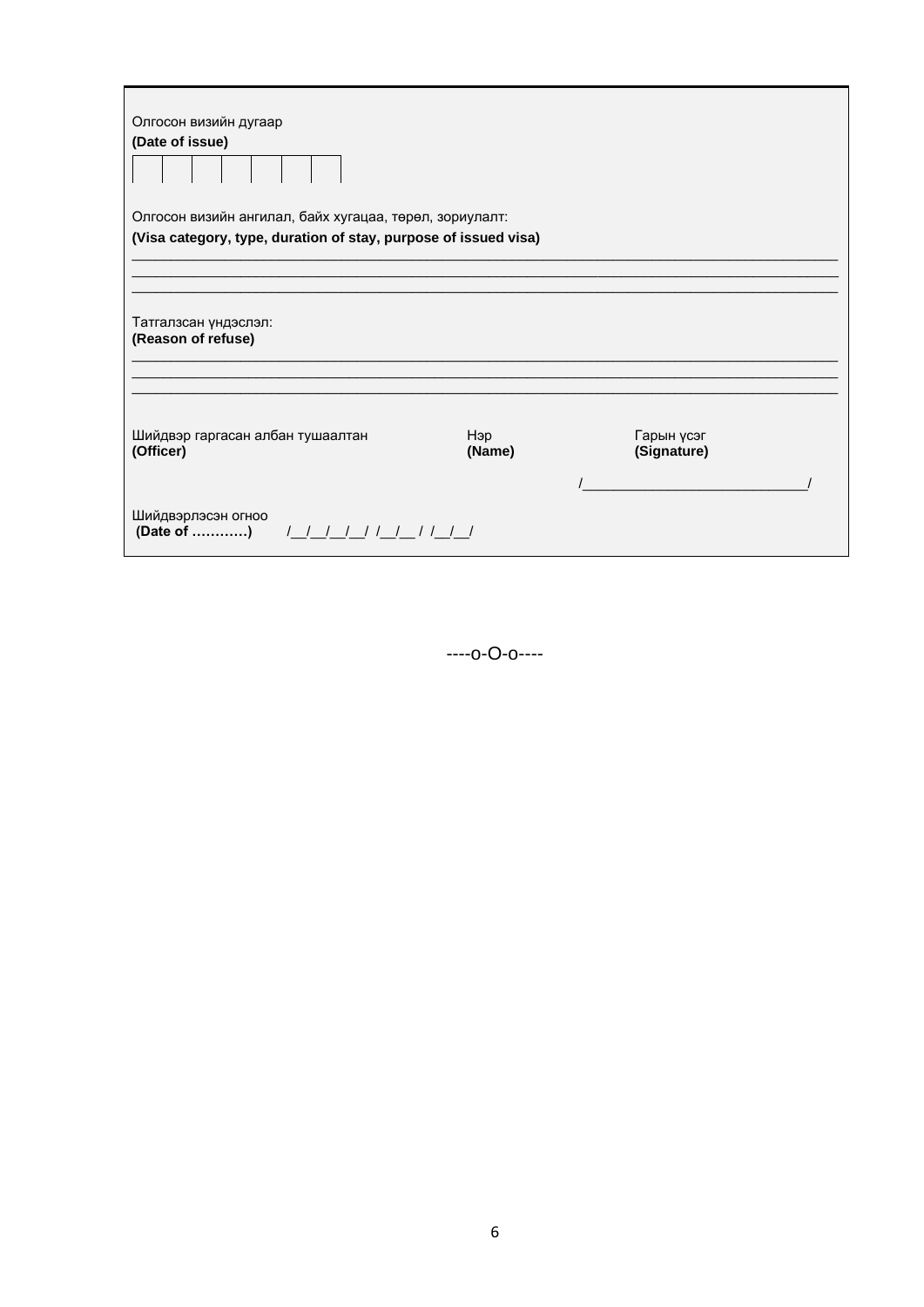Олгосон визийн дугаар
**(Date of issue)**

| | | | | | | |
|---|---|---|---|---|---|---|
| | | | | | | |

Олгосон визийн ангилал, байх хугацаа, төрөл, зориулалт:
**(Visa category, type, duration of stay, purpose of issued visa)**

_______________________________________________________________________________

_______________________________________________________________________________

_______________________________________________________________________________

Татгалзсан үндэслэл:
**(Reason of refuse)**

_______________________________________________________________________________

_______________________________________________________________________________

_______________________________________________________________________________

| Шийдвэр гаргасан албан тушаалтан **(Officer)** | Нэр **(Name)** | Гарын үсэг **(Signature)** |
|---|---|---|
| | | /___________________________/ |

Шийдвэрлэсэн огноо
**(Date of …………)** /__/__/__/__/ /__/__/ /__/__/

----o-O-o----